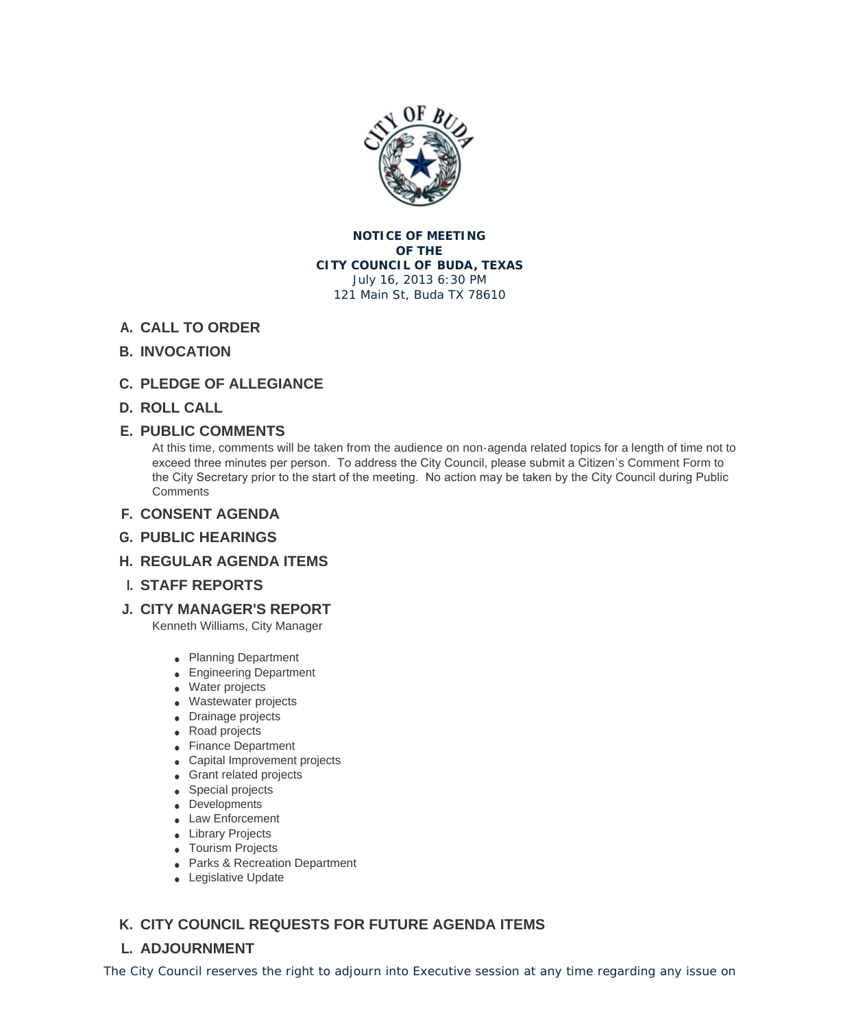**NOTICE OF MEETING**
**OF THE**
**CITY COUNCIL OF BUDA, TEXAS**
July 16, 2013 6:30 PM
121 Main St, Buda TX 78610

## A. CALL TO ORDER

## B. INVOCATION

## C. PLEDGE OF ALLEGIANCE

## D. ROLL CALL

## E. PUBLIC COMMENTS

At this time, comments will be taken from the audience on non-agenda related topics for a length of time not to exceed three minutes per person. To address the City Council, please submit a Citizen's Comment Form to the City Secretary prior to the start of the meeting. No action may be taken by the City Council during Public Comments

## F. CONSENT AGENDA

## G. PUBLIC HEARINGS

## H. REGULAR AGENDA ITEMS

## I. STAFF REPORTS

## J. CITY MANAGER'S REPORT

Kenneth Williams, City Manager

- Planning Department
- Engineering Department
- Water projects
- Wastewater projects
- Drainage projects
- Road projects
- Finance Department
- Capital Improvement projects
- Grant related projects
- Special projects
- Developments
- Law Enforcement
- Library Projects
- Tourism Projects
- Parks & Recreation Department
- Legislative Update

## K. CITY COUNCIL REQUESTS FOR FUTURE AGENDA ITEMS

## L. ADJOURNMENT

The City Council reserves the right to adjourn into Executive session at any time regarding any issue on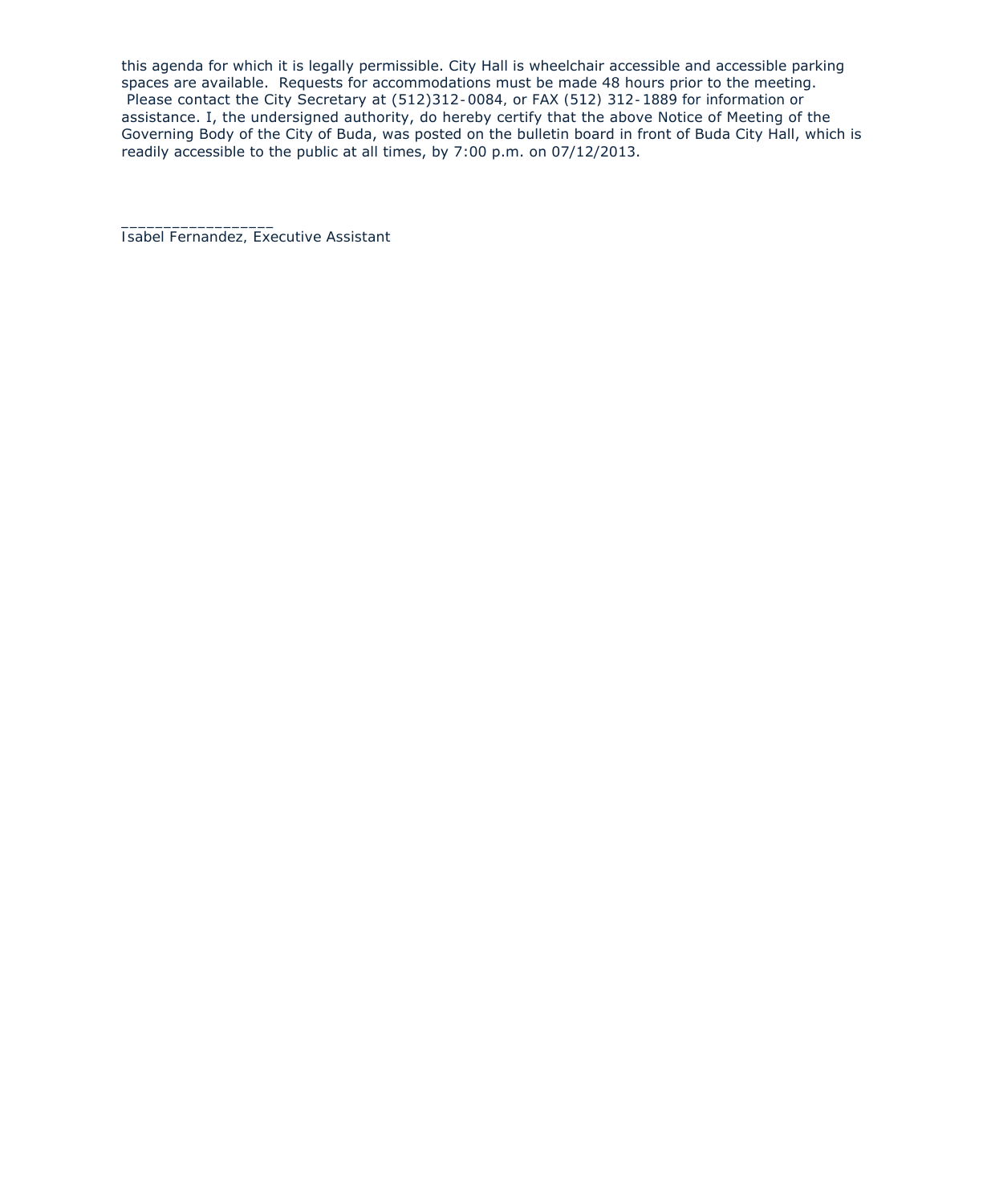this agenda for which it is legally permissible. City Hall is wheelchair accessible and accessible parking spaces are available. Requests for accommodations must be made 48 hours prior to the meeting. Please contact the City Secretary at (512)312-0084, or FAX (512) 312-1889 for information or assistance. I, the undersigned authority, do hereby certify that the above Notice of Meeting of the Governing Body of the City of Buda, was posted on the bulletin board in front of Buda City Hall, which is readily accessible to the public at all times, by 7:00 p.m. on 07/12/2013.

_________________
Isabel Fernandez, Executive Assistant